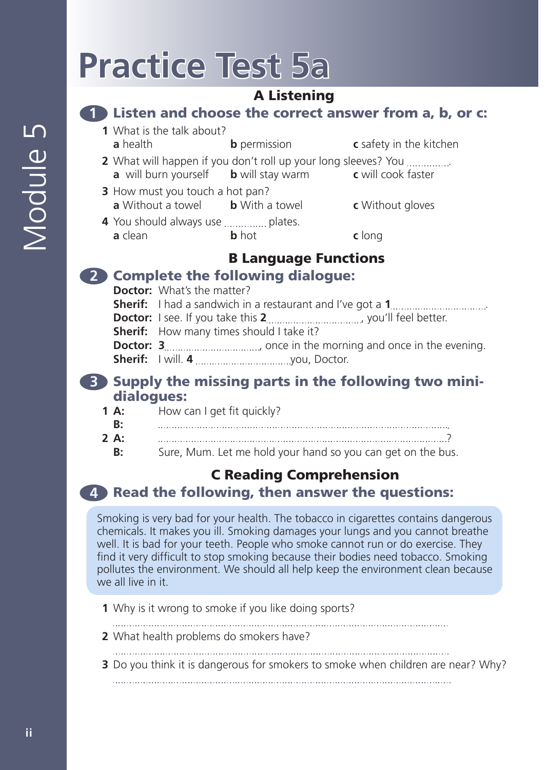# Practice Test 5a

## A Listening

### 1 Listen and choose the correct answer from a, b, or c:

1 What is the talk about?
**a** health **b** permission **c** safety in the kitchen

2 What will happen if you don't roll up your long sleeves? You ..............
**a** will burn yourself **b** will stay warm **c** will cook faster

3 How must you touch a hot pan?
**a** Without a towel **b** With a towel **c** Without gloves

4 You should always use .............. plates.
**a** clean **b** hot **c** long

## B Language Functions

### 2 Complete the following dialogue:

**Doctor:** What's the matter?
**Sherif:** I had a sandwich in a restaurant and I've got a **1** ................................
**Doctor:** I see. If you take this **2** ................................, you'll feel better.
**Sherif:** How many times should I take it?
**Doctor:** **3** ................................, once in the morning and once in the evening.
**Sherif:** I will. **4** ................................ you, Doctor.

### 3 Supply the missing parts in the following two mini-dialogues:

**1 A:** How can I get fit quickly?
**B:** ................................................................................................
**2 A:** ................................................................................................?
**B:** Sure, Mum. Let me hold your hand so you can get on the bus.

## C Reading Comprehension

### 4 Read the following, then answer the questions:

Smoking is very bad for your health. The tobacco in cigarettes contains dangerous chemicals. It makes you ill. Smoking damages your lungs and you cannot breathe well. It is bad for your teeth. People who smoke cannot run or do exercise. They find it very difficult to stop smoking because their bodies need tobacco. Smoking pollutes the environment. We should all help keep the environment clean because we all live in it.

1 Why is it wrong to smoke if you like doing sports?
................................................................................................

2 What health problems do smokers have?
................................................................................................

3 Do you think it is dangerous for smokers to smoke when children are near? Why?
................................................................................................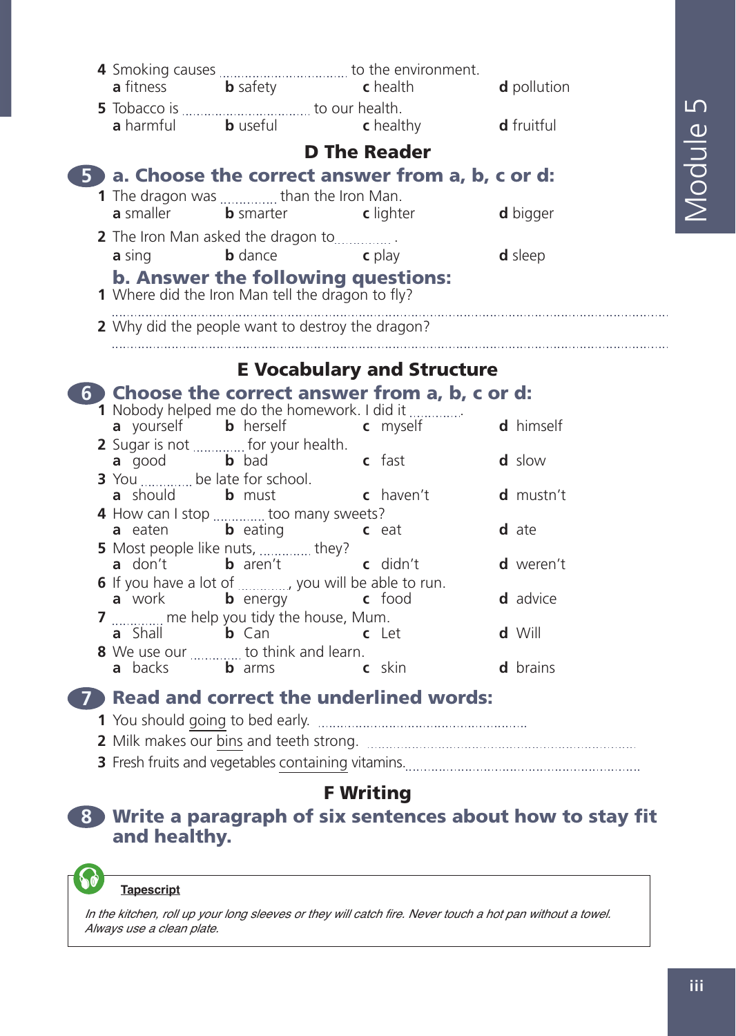4 Smoking causes .................................. to the environment.
a fitness b safety c health d pollution

5 Tobacco is .................................. to our health.
a harmful b useful c healthy d fruitful

## D The Reader

### 5 a. Choose the correct answer from a, b, c or d:

1 The dragon was .............. than the Iron Man.
a smaller b smarter c lighter d bigger

2 The Iron Man asked the dragon to.............. .
a sing b dance c play d sleep

### b. Answer the following questions:

1 Where did the Iron Man tell the dragon to fly?

..........................................................................................................................

2 Why did the people want to destroy the dragon?

..........................................................................................................................

## E Vocabulary and Structure

### 6 Choose the correct answer from a, b, c or d:

1 Nobody helped me do the homework. I did it .............
a yourself b herself c myself d himself

2 Sugar is not ............. for your health.
a good b bad c fast d slow

3 You ............. be late for school.
a should b must c haven't d mustn't

4 How can I stop ............. too many sweets?
a eaten b eating c eat d ate

5 Most people like nuts, ............. they?
a don't b aren't c didn't d weren't

6 If you have a lot of ............., you will be able to run.
a work b energy c food d advice

7 ............. me help you tidy the house, Mum.
a Shall b Can c Let d Will

8 We use our ............. to think and learn.
a backs b arms c skin d brains

### 7 Read and correct the underlined words:

1 You should <u>going</u> to bed early. ........................................................

2 Milk makes our <u>bins</u> and teeth strong. ........................................................

3 Fresh fruits and vegetables <u>containing</u> vitamins. ........................................................

## F Writing

### 8 Write a paragraph of six sentences about how to stay fit and healthy.

**<u>Tapescript</u>**

*In the kitchen, roll up your long sleeves or they will catch fire. Never touch a hot pan without a towel. Always use a clean plate.*